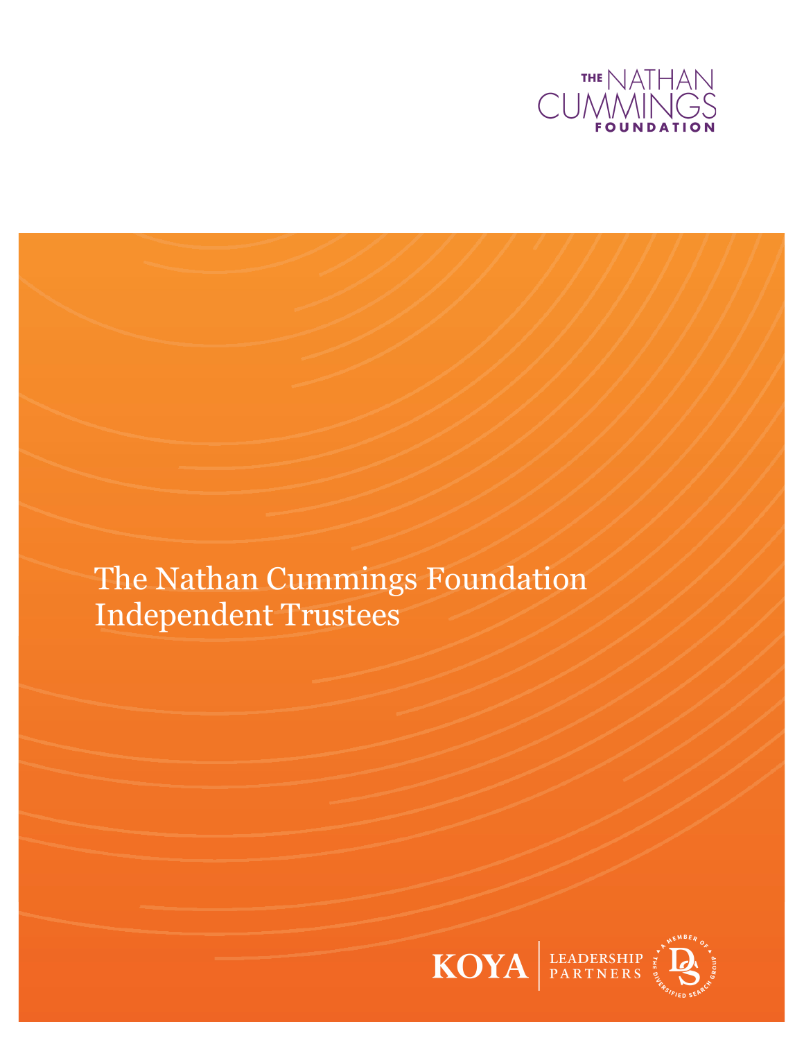THE NATHAN CUMMINGS FOUNDATION

# The Nathan Cummings Foundation Independent Trustees

KOYA | LEADERSHIP PARTNERS

A MEMBER OF THE DIVERSIFIED SEARCH GROUP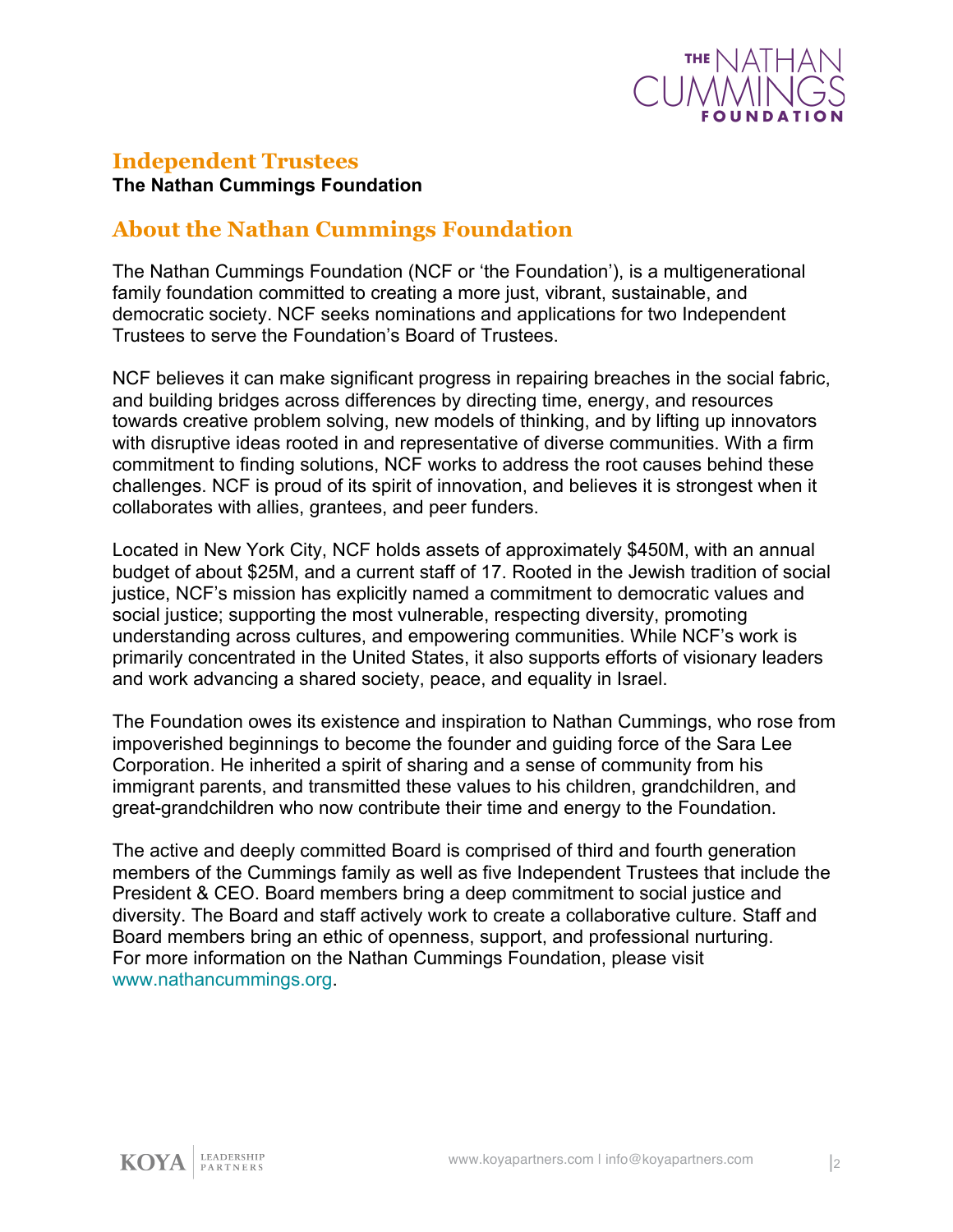## Independent Trustees

**The Nathan Cummings Foundation**

## About the Nathan Cummings Foundation

The Nathan Cummings Foundation (NCF or 'the Foundation'), is a multigenerational family foundation committed to creating a more just, vibrant, sustainable, and democratic society. NCF seeks nominations and applications for two Independent Trustees to serve the Foundation's Board of Trustees.

NCF believes it can make significant progress in repairing breaches in the social fabric, and building bridges across differences by directing time, energy, and resources towards creative problem solving, new models of thinking, and by lifting up innovators with disruptive ideas rooted in and representative of diverse communities. With a firm commitment to finding solutions, NCF works to address the root causes behind these challenges. NCF is proud of its spirit of innovation, and believes it is strongest when it collaborates with allies, grantees, and peer funders.

Located in New York City, NCF holds assets of approximately $450M, with an annual budget of about $25M, and a current staff of 17. Rooted in the Jewish tradition of social justice, NCF's mission has explicitly named a commitment to democratic values and social justice; supporting the most vulnerable, respecting diversity, promoting understanding across cultures, and empowering communities. While NCF's work is primarily concentrated in the United States, it also supports efforts of visionary leaders and work advancing a shared society, peace, and equality in Israel.

The Foundation owes its existence and inspiration to Nathan Cummings, who rose from impoverished beginnings to become the founder and guiding force of the Sara Lee Corporation. He inherited a spirit of sharing and a sense of community from his immigrant parents, and transmitted these values to his children, grandchildren, and great-grandchildren who now contribute their time and energy to the Foundation.

The active and deeply committed Board is comprised of third and fourth generation members of the Cummings family as well as five Independent Trustees that include the President & CEO. Board members bring a deep commitment to social justice and diversity. The Board and staff actively work to create a collaborative culture. Staff and Board members bring an ethic of openness, support, and professional nurturing. For more information on the Nathan Cummings Foundation, please visit www.nathancummings.org.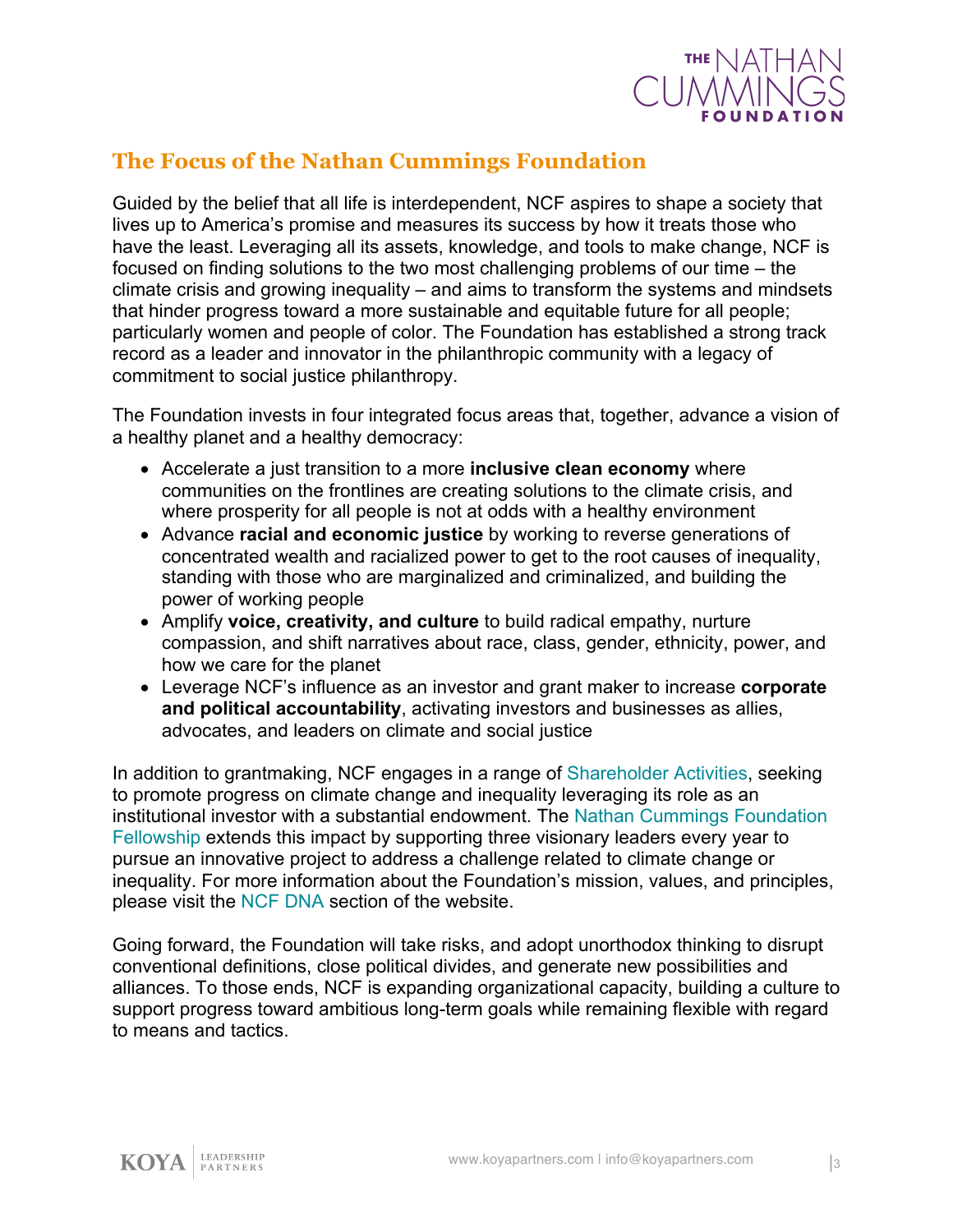## The Focus of the Nathan Cummings Foundation

Guided by the belief that all life is interdependent, NCF aspires to shape a society that lives up to America's promise and measures its success by how it treats those who have the least. Leveraging all its assets, knowledge, and tools to make change, NCF is focused on finding solutions to the two most challenging problems of our time – the climate crisis and growing inequality – and aims to transform the systems and mindsets that hinder progress toward a more sustainable and equitable future for all people; particularly women and people of color. The Foundation has established a strong track record as a leader and innovator in the philanthropic community with a legacy of commitment to social justice philanthropy.

The Foundation invests in four integrated focus areas that, together, advance a vision of a healthy planet and a healthy democracy:

- Accelerate a just transition to a more **inclusive clean economy** where communities on the frontlines are creating solutions to the climate crisis, and where prosperity for all people is not at odds with a healthy environment
- Advance **racial and economic justice** by working to reverse generations of concentrated wealth and racialized power to get to the root causes of inequality, standing with those who are marginalized and criminalized, and building the power of working people
- Amplify **voice, creativity, and culture** to build radical empathy, nurture compassion, and shift narratives about race, class, gender, ethnicity, power, and how we care for the planet
- Leverage NCF's influence as an investor and grant maker to increase **corporate and political accountability**, activating investors and businesses as allies, advocates, and leaders on climate and social justice

In addition to grantmaking, NCF engages in a range of Shareholder Activities, seeking to promote progress on climate change and inequality leveraging its role as an institutional investor with a substantial endowment. The Nathan Cummings Foundation Fellowship extends this impact by supporting three visionary leaders every year to pursue an innovative project to address a challenge related to climate change or inequality. For more information about the Foundation's mission, values, and principles, please visit the NCF DNA section of the website.

Going forward, the Foundation will take risks, and adopt unorthodox thinking to disrupt conventional definitions, close political divides, and generate new possibilities and alliances. To those ends, NCF is expanding organizational capacity, building a culture to support progress toward ambitious long-term goals while remaining flexible with regard to means and tactics.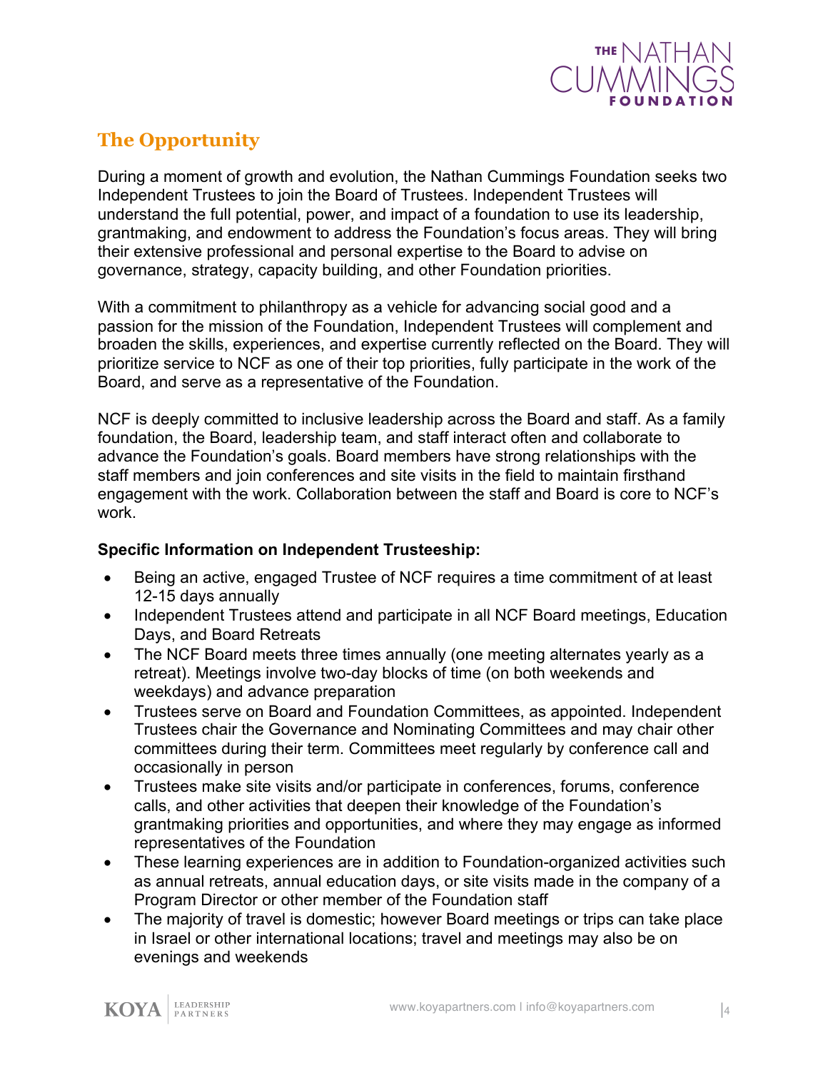## The Opportunity

During a moment of growth and evolution, the Nathan Cummings Foundation seeks two Independent Trustees to join the Board of Trustees. Independent Trustees will understand the full potential, power, and impact of a foundation to use its leadership, grantmaking, and endowment to address the Foundation's focus areas. They will bring their extensive professional and personal expertise to the Board to advise on governance, strategy, capacity building, and other Foundation priorities.

With a commitment to philanthropy as a vehicle for advancing social good and a passion for the mission of the Foundation, Independent Trustees will complement and broaden the skills, experiences, and expertise currently reflected on the Board. They will prioritize service to NCF as one of their top priorities, fully participate in the work of the Board, and serve as a representative of the Foundation.

NCF is deeply committed to inclusive leadership across the Board and staff. As a family foundation, the Board, leadership team, and staff interact often and collaborate to advance the Foundation's goals. Board members have strong relationships with the staff members and join conferences and site visits in the field to maintain firsthand engagement with the work. Collaboration between the staff and Board is core to NCF's work.

**Specific Information on Independent Trusteeship:**

- Being an active, engaged Trustee of NCF requires a time commitment of at least 12-15 days annually
- Independent Trustees attend and participate in all NCF Board meetings, Education Days, and Board Retreats
- The NCF Board meets three times annually (one meeting alternates yearly as a retreat). Meetings involve two-day blocks of time (on both weekends and weekdays) and advance preparation
- Trustees serve on Board and Foundation Committees, as appointed. Independent Trustees chair the Governance and Nominating Committees and may chair other committees during their term. Committees meet regularly by conference call and occasionally in person
- Trustees make site visits and/or participate in conferences, forums, conference calls, and other activities that deepen their knowledge of the Foundation's grantmaking priorities and opportunities, and where they may engage as informed representatives of the Foundation
- These learning experiences are in addition to Foundation-organized activities such as annual retreats, annual education days, or site visits made in the company of a Program Director or other member of the Foundation staff
- The majority of travel is domestic; however Board meetings or trips can take place in Israel or other international locations; travel and meetings may also be on evenings and weekends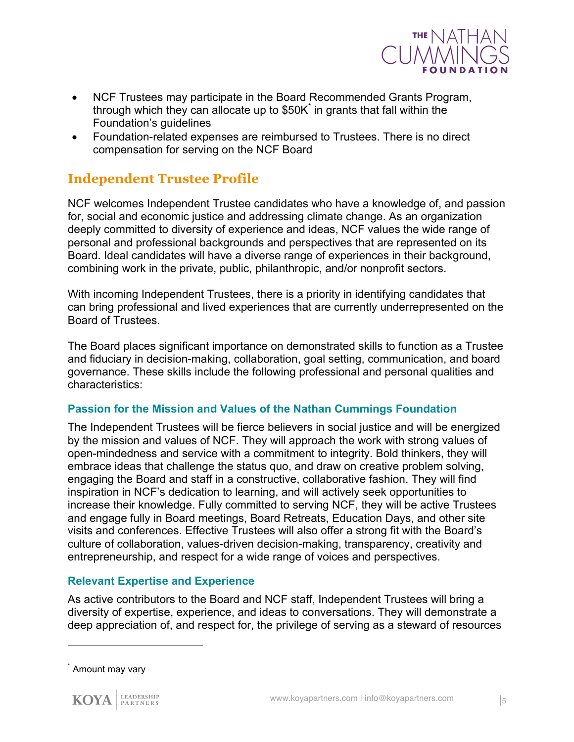- NCF Trustees may participate in the Board Recommended Grants Program, through which they can allocate up to $50K[*] in grants that fall within the Foundation's guidelines
- Foundation-related expenses are reimbursed to Trustees. There is no direct compensation for serving on the NCF Board

## Independent Trustee Profile

NCF welcomes Independent Trustee candidates who have a knowledge of, and passion for, social and economic justice and addressing climate change. As an organization deeply committed to diversity of experience and ideas, NCF values the wide range of personal and professional backgrounds and perspectives that are represented on its Board. Ideal candidates will have a diverse range of experiences in their background, combining work in the private, public, philanthropic, and/or nonprofit sectors.

With incoming Independent Trustees, there is a priority in identifying candidates that can bring professional and lived experiences that are currently underrepresented on the Board of Trustees.

The Board places significant importance on demonstrated skills to function as a Trustee and fiduciary in decision-making, collaboration, goal setting, communication, and board governance. These skills include the following professional and personal qualities and characteristics:

### Passion for the Mission and Values of the Nathan Cummings Foundation

The Independent Trustees will be fierce believers in social justice and will be energized by the mission and values of NCF. They will approach the work with strong values of open-mindedness and service with a commitment to integrity. Bold thinkers, they will embrace ideas that challenge the status quo, and draw on creative problem solving, engaging the Board and staff in a constructive, collaborative fashion. They will find inspiration in NCF's dedication to learning, and will actively seek opportunities to increase their knowledge. Fully committed to serving NCF, they will be active Trustees and engage fully in Board meetings, Board Retreats, Education Days, and other site visits and conferences. Effective Trustees will also offer a strong fit with the Board's culture of collaboration, values-driven decision-making, transparency, creativity and entrepreneurship, and respect for a wide range of voices and perspectives.

### Relevant Expertise and Experience

As active contributors to the Board and NCF staff, Independent Trustees will bring a diversity of expertise, experience, and ideas to conversations. They will demonstrate a deep appreciation of, and respect for, the privilege of serving as a steward of resources

---

[*] Amount may vary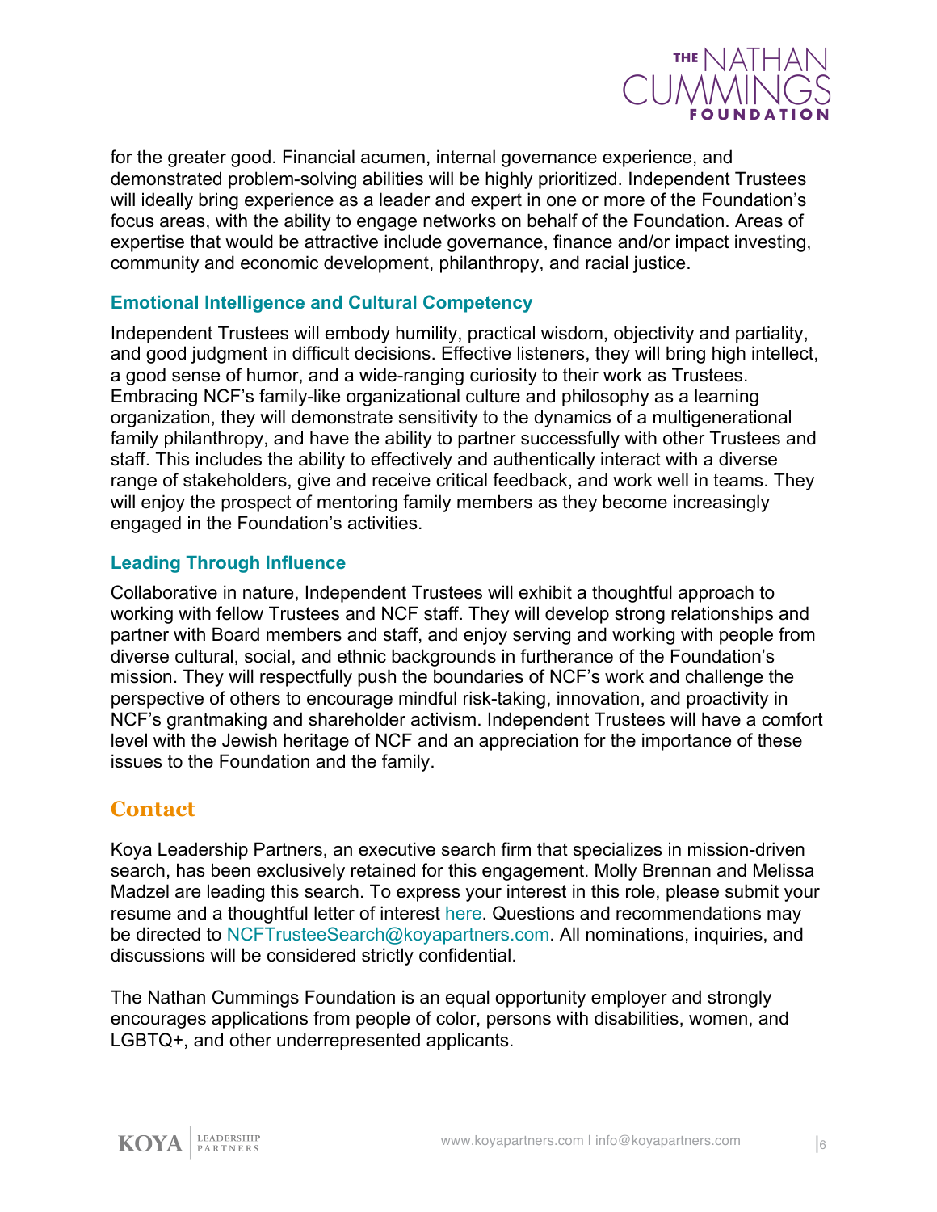for the greater good. Financial acumen, internal governance experience, and demonstrated problem-solving abilities will be highly prioritized. Independent Trustees will ideally bring experience as a leader and expert in one or more of the Foundation's focus areas, with the ability to engage networks on behalf of the Foundation. Areas of expertise that would be attractive include governance, finance and/or impact investing, community and economic development, philanthropy, and racial justice.

### Emotional Intelligence and Cultural Competency

Independent Trustees will embody humility, practical wisdom, objectivity and partiality, and good judgment in difficult decisions. Effective listeners, they will bring high intellect, a good sense of humor, and a wide-ranging curiosity to their work as Trustees. Embracing NCF's family-like organizational culture and philosophy as a learning organization, they will demonstrate sensitivity to the dynamics of a multigenerational family philanthropy, and have the ability to partner successfully with other Trustees and staff. This includes the ability to effectively and authentically interact with a diverse range of stakeholders, give and receive critical feedback, and work well in teams. They will enjoy the prospect of mentoring family members as they become increasingly engaged in the Foundation's activities.

### Leading Through Influence

Collaborative in nature, Independent Trustees will exhibit a thoughtful approach to working with fellow Trustees and NCF staff. They will develop strong relationships and partner with Board members and staff, and enjoy serving and working with people from diverse cultural, social, and ethnic backgrounds in furtherance of the Foundation's mission. They will respectfully push the boundaries of NCF's work and challenge the perspective of others to encourage mindful risk-taking, innovation, and proactivity in NCF's grantmaking and shareholder activism. Independent Trustees will have a comfort level with the Jewish heritage of NCF and an appreciation for the importance of these issues to the Foundation and the family.

## Contact

Koya Leadership Partners, an executive search firm that specializes in mission-driven search, has been exclusively retained for this engagement. Molly Brennan and Melissa Madzel are leading this search. To express your interest in this role, please submit your resume and a thoughtful letter of interest here. Questions and recommendations may be directed to NCFTrusteeSearch@koyapartners.com. All nominations, inquiries, and discussions will be considered strictly confidential.

The Nathan Cummings Foundation is an equal opportunity employer and strongly encourages applications from people of color, persons with disabilities, women, and LGBTQ+, and other underrepresented applicants.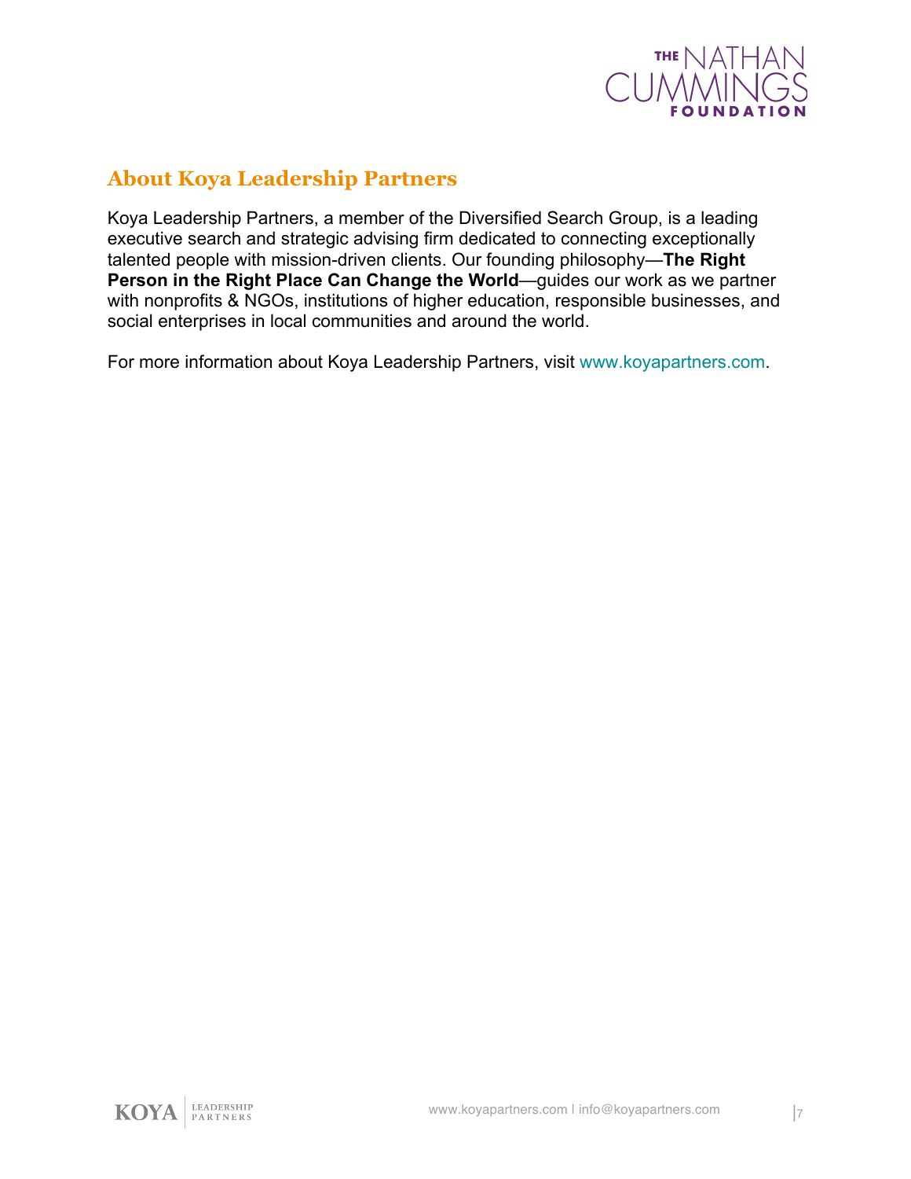## About Koya Leadership Partners

Koya Leadership Partners, a member of the Diversified Search Group, is a leading executive search and strategic advising firm dedicated to connecting exceptionally talented people with mission-driven clients. Our founding philosophy—**The Right Person in the Right Place Can Change the World**—guides our work as we partner with nonprofits & NGOs, institutions of higher education, responsible businesses, and social enterprises in local communities and around the world.

For more information about Koya Leadership Partners, visit www.koyapartners.com.